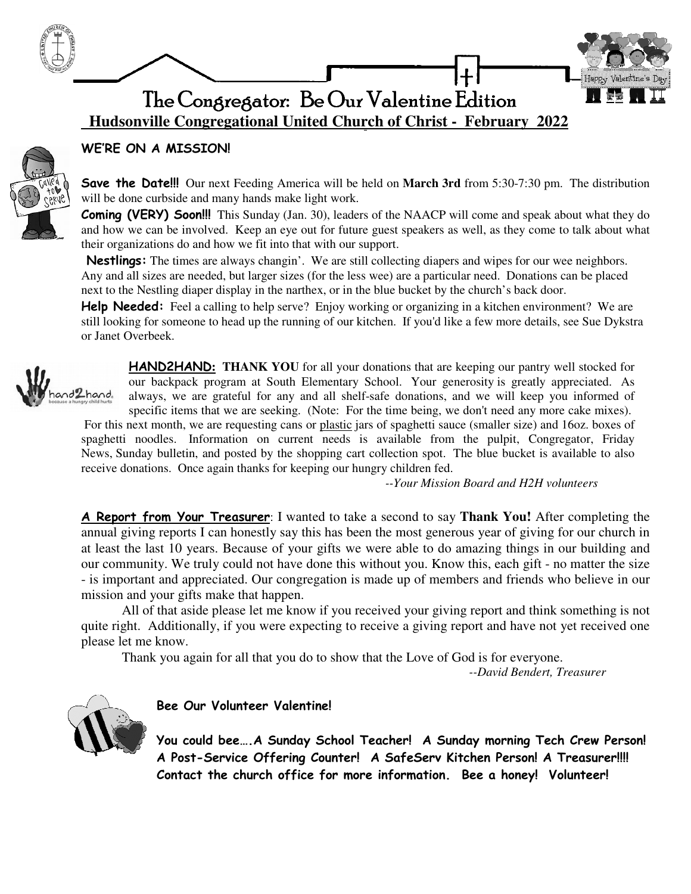# The Congregator: Be Our Valentine Edition

## Hudsonville Congregational United Church of Christ - February 2022

### WE'RE ON A MISSION!

**Save the Date!!!** Our next Feeding America will be held on **March 3rd** from 5:30-7:30 pm. The distribution will be done curbside and many hands make light work.

**Coming (VERY) Soon!!!** This Sunday (Jan. 30), leaders of the NAACP will come and speak about what they do and how we can be involved. Keep an eye out for future guest speakers as well, as they come to talk about what their organizations do and how we fit into that with our support.

**Nestlings:** The times are always changin'. We are still collecting diapers and wipes for our wee neighbors. Any and all sizes are needed, but larger sizes (for the less wee) are a particular need. Donations can be placed next to the Nestling diaper display in the narthex, or in the blue bucket by the church's back door.

**Help Needed:** Feel a calling to help serve? Enjoy working or organizing in a kitchen environment? We are still looking for someone to head up the running of our kitchen. If you'd like a few more details, see Sue Dykstra or Janet Overbeek.

**HAND2HAND:** **THANK YOU** for all your donations that are keeping our pantry well stocked for our backpack program at South Elementary School. Your generosity is greatly appreciated. As always, we are grateful for any and all shelf-safe donations, and we will keep you informed of specific items that we are seeking. (Note: For the time being, we don't need any more cake mixes). For this next month, we are requesting cans or plastic jars of spaghetti sauce (smaller size) and 16oz. boxes of spaghetti noodles. Information on current needs is available from the pulpit, Congregator, Friday News, Sunday bulletin, and posted by the shopping cart collection spot. The blue bucket is available to also receive donations. Once again thanks for keeping our hungry children fed.

*--Your Mission Board and H2H volunteers*

**A Report from Your Treasurer**: I wanted to take a second to say **Thank You!** After completing the annual giving reports I can honestly say this has been the most generous year of giving for our church in at least the last 10 years. Because of your gifts we were able to do amazing things in our building and our community. We truly could not have done this without you. Know this, each gift - no matter the size - is important and appreciated. Our congregation is made up of members and friends who believe in our mission and your gifts make that happen.

All of that aside please let me know if you received your giving report and think something is not quite right. Additionally, if you were expecting to receive a giving report and have not yet received one please let me know.

Thank you again for all that you do to show that the Love of God is for everyone.

*--David Bendert, Treasurer*

**Bee Our Volunteer Valentine!**

**You could bee….A Sunday School Teacher! A Sunday morning Tech Crew Person! A Post-Service Offering Counter! A SafeServ Kitchen Person! A Treasurer!!!! Contact the church office for more information. Bee a honey! Volunteer!**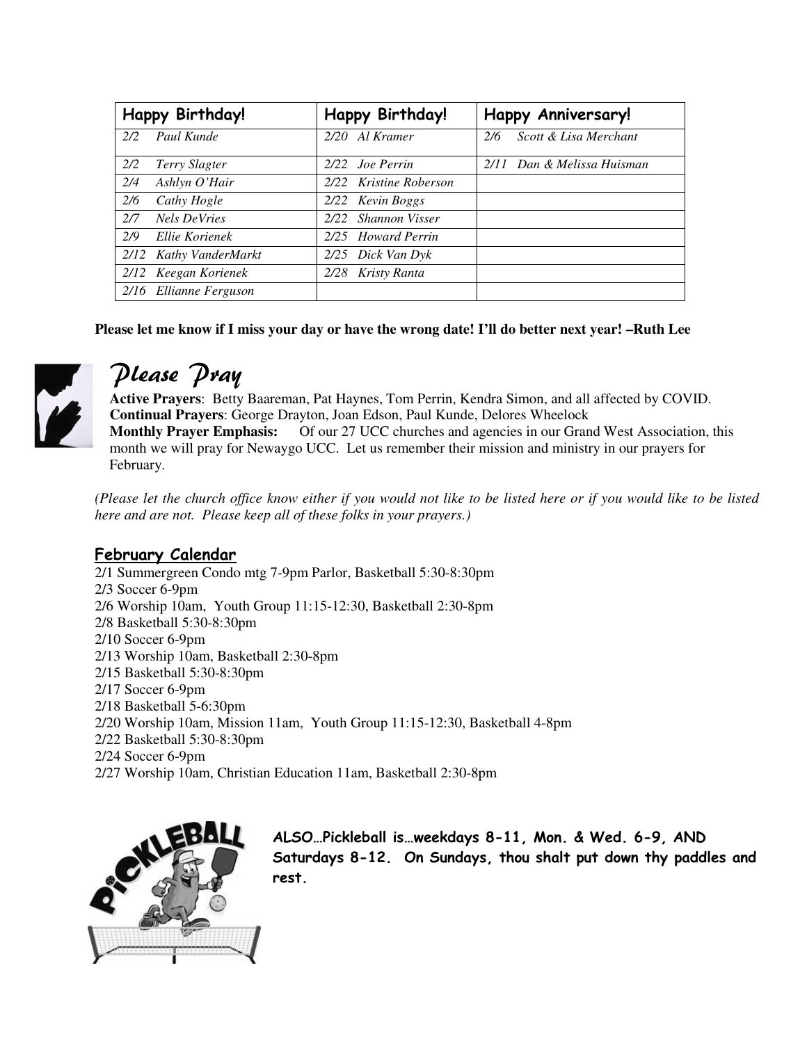| Happy Birthday! | Happy Birthday! | Happy Anniversary! |
| --- | --- | --- |
| *2/2 Paul Kunde* | *2/20 Al Kramer* | *2/6 Scott & Lisa Merchant* |
| *2/2 Terry Slagter* | *2/22 Joe Perrin* | *2/11 Dan & Melissa Huisman* |
| *2/4 Ashlyn O'Hair* | *2/22 Kristine Roberson* | |
| *2/6 Cathy Hogle* | *2/22 Kevin Boggs* | |
| *2/7 Nels DeVries* | *2/22 Shannon Visser* | |
| *2/9 Ellie Korienek* | *2/25 Howard Perrin* | |
| *2/12 Kathy VanderMarkt* | *2/25 Dick Van Dyk* | |
| *2/12 Keegan Korienek* | *2/28 Kristy Ranta* | |
| *2/16 Ellianne Ferguson* | | |

**Please let me know if I miss your day or have the wrong date! I'll do better next year! –Ruth Lee**

# *Please Pray*

**Active Prayers**: Betty Baareman, Pat Haynes, Tom Perrin, Kendra Simon, and all affected by COVID.
**Continual Prayers**: George Drayton, Joan Edson, Paul Kunde, Delores Wheelock
**Monthly Prayer Emphasis:** Of our 27 UCC churches and agencies in our Grand West Association, this month we will pray for Newaygo UCC. Let us remember their mission and ministry in our prayers for February.

*(Please let the church office know either if you would not like to be listed here or if you would like to be listed here and are not. Please keep all of these folks in your prayers.)*

## February Calendar

2/1 Summergreen Condo mtg 7-9pm Parlor, Basketball 5:30-8:30pm
2/3 Soccer 6-9pm
2/6 Worship 10am, Youth Group 11:15-12:30, Basketball 2:30-8pm
2/8 Basketball 5:30-8:30pm
2/10 Soccer 6-9pm
2/13 Worship 10am, Basketball 2:30-8pm
2/15 Basketball 5:30-8:30pm
2/17 Soccer 6-9pm
2/18 Basketball 5-6:30pm
2/20 Worship 10am, Mission 11am, Youth Group 11:15-12:30, Basketball 4-8pm
2/22 Basketball 5:30-8:30pm
2/24 Soccer 6-9pm
2/27 Worship 10am, Christian Education 11am, Basketball 2:30-8pm

**ALSO…Pickleball is…weekdays 8-11, Mon. & Wed. 6-9, AND Saturdays 8-12. On Sundays, thou shalt put down thy paddles and rest.**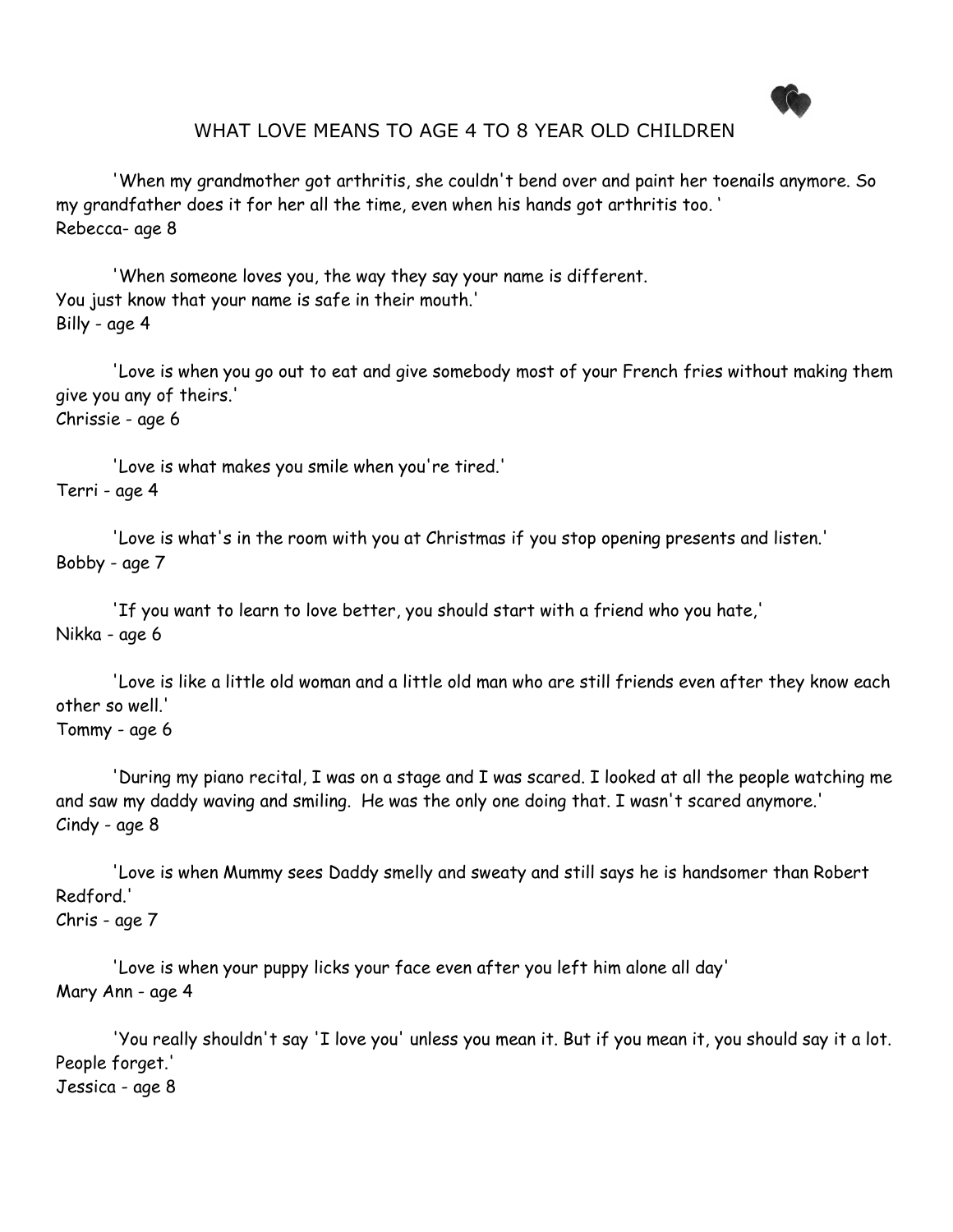# WHAT LOVE MEANS TO AGE 4 TO 8 YEAR OLD CHILDREN

'When my grandmother got arthritis, she couldn't bend over and paint her toenails anymore. So my grandfather does it for her all the time, even when his hands got arthritis too. '
Rebecca- age 8

'When someone loves you, the way they say your name is different.
You just know that your name is safe in their mouth.'
Billy - age 4

'Love is when you go out to eat and give somebody most of your French fries without making them give you any of theirs.'
Chrissie - age 6

'Love is what makes you smile when you're tired.'
Terri - age 4

'Love is what's in the room with you at Christmas if you stop opening presents and listen.'
Bobby - age 7

'If you want to learn to love better, you should start with a friend who you hate,'
Nikka - age 6

'Love is like a little old woman and a little old man who are still friends even after they know each other so well.'
Tommy - age 6

'During my piano recital, I was on a stage and I was scared. I looked at all the people watching me and saw my daddy waving and smiling. He was the only one doing that. I wasn't scared anymore.'
Cindy - age 8

'Love is when Mummy sees Daddy smelly and sweaty and still says he is handsomer than Robert Redford.'
Chris - age 7

'Love is when your puppy licks your face even after you left him alone all day'
Mary Ann - age 4

'You really shouldn't say 'I love you' unless you mean it. But if you mean it, you should say it a lot. People forget.'
Jessica - age 8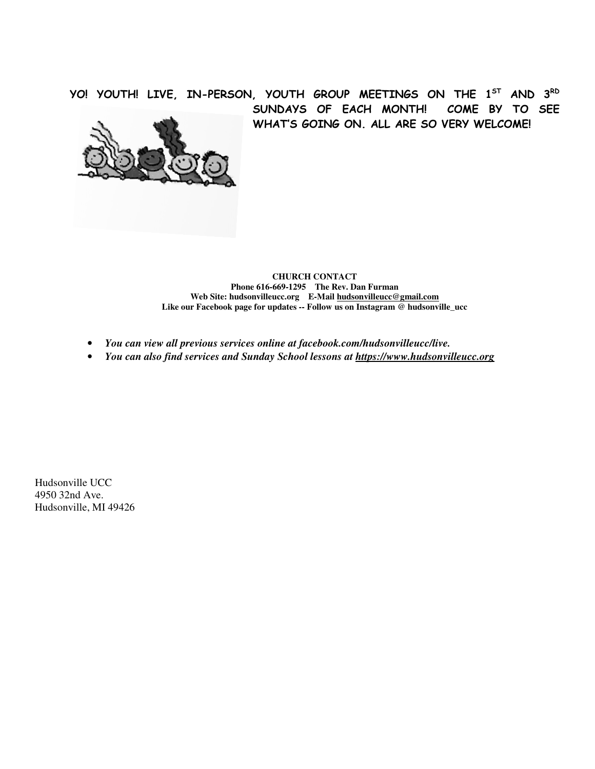**YO! YOUTH! LIVE, IN-PERSON, YOUTH GROUP MEETINGS ON THE 1ST AND 3RD SUNDAYS OF EACH MONTH! COME BY TO SEE WHAT'S GOING ON. ALL ARE SO VERY WELCOME!**

**CHURCH CONTACT**
**Phone 616-669-1295 The Rev. Dan Furman**
**Web Site: hudsonvilleucc.org E-Mail hudsonvilleucc@gmail.com**
**Like our Facebook page for updates -- Follow us on Instagram @ hudsonville_ucc**

- ***You can view all previous services online at facebook.com/hudsonvilleucc/live.***
- ***You can also find services and Sunday School lessons at https://www.hudsonvilleucc.org***

Hudsonville UCC
4950 32nd Ave.
Hudsonville, MI 49426